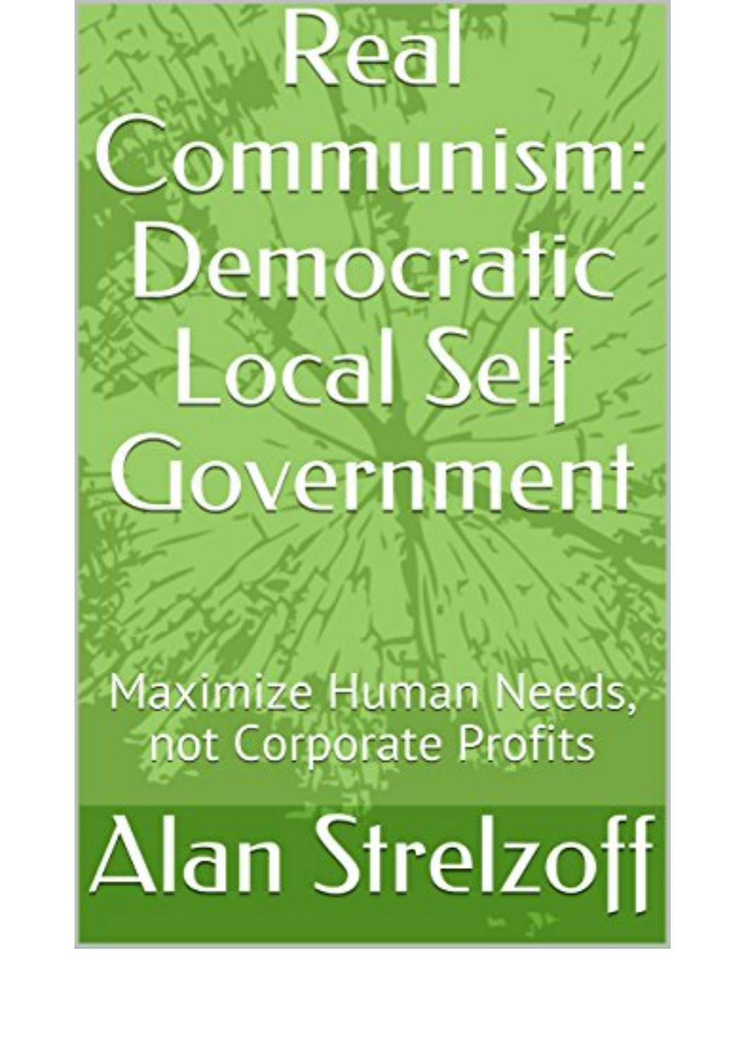# Real Communism: Democratic Local Self Government

## Maximize Human Needs, not Corporate Profits

**Alan Strelzoff**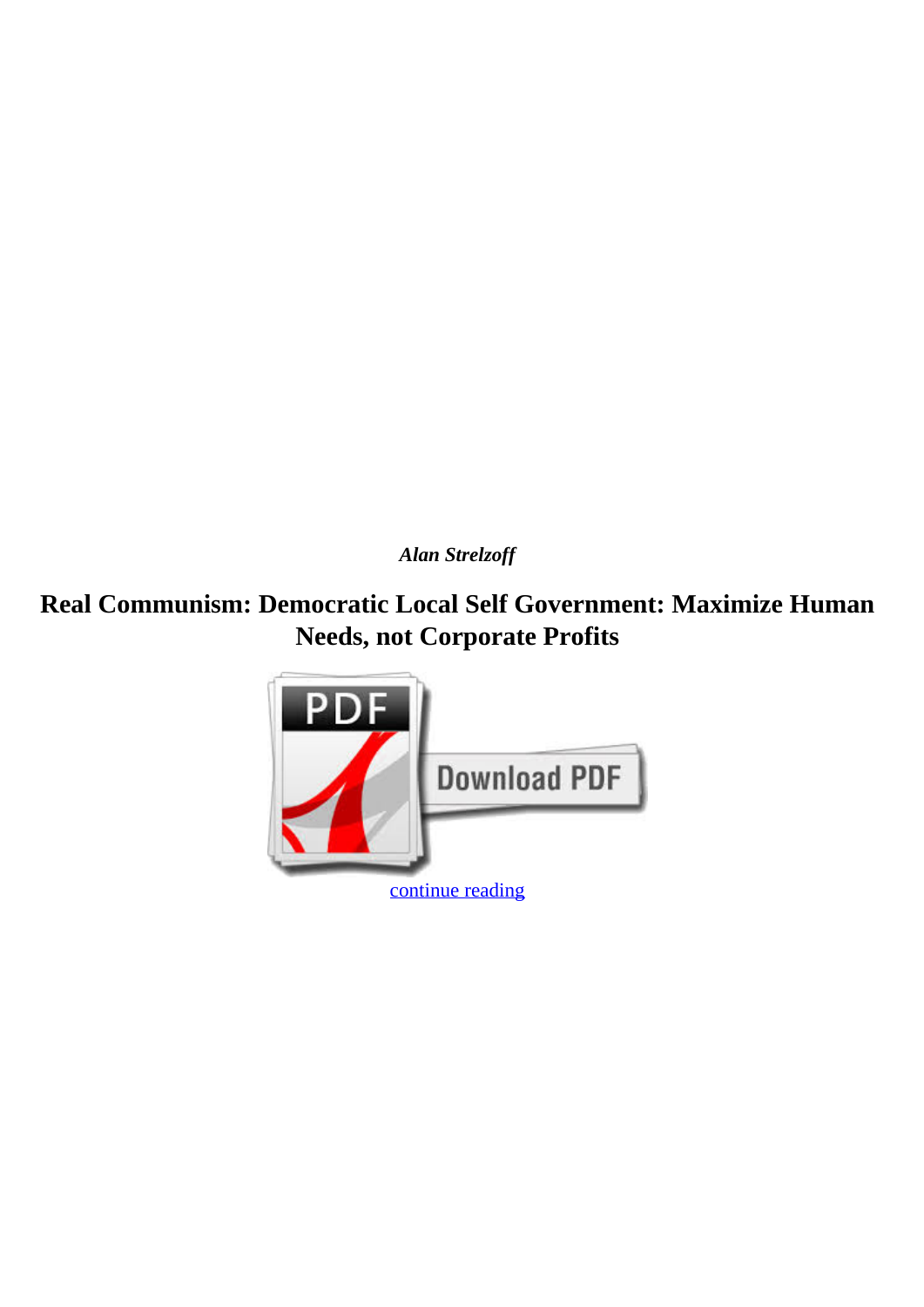***Alan Strelzoff***

# Real Communism: Democratic Local Self Government: Maximize Human Needs, not Corporate Profits

continue reading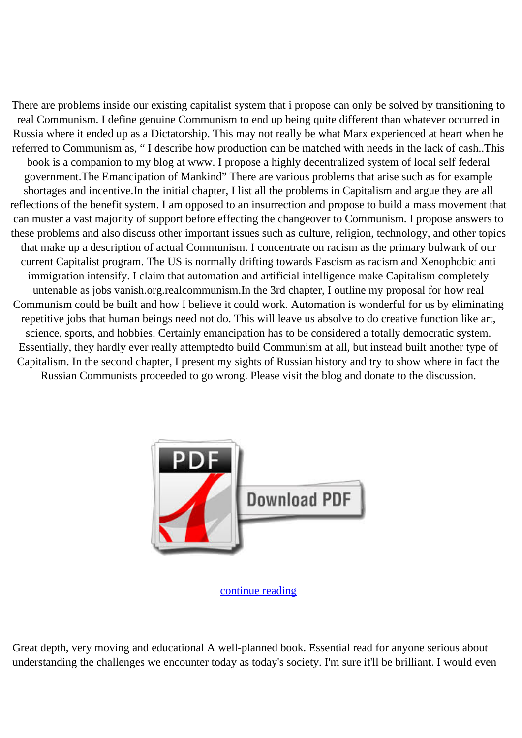There are problems inside our existing capitalist system that i propose can only be solved by transitioning to real Communism. I define genuine Communism to end up being quite different than whatever occurred in Russia where it ended up as a Dictatorship. This may not really be what Marx experienced at heart when he referred to Communism as, " I describe how production can be matched with needs in the lack of cash..This book is a companion to my blog at www. I propose a highly decentralized system of local self federal government.The Emancipation of Mankind" There are various problems that arise such as for example shortages and incentive.In the initial chapter, I list all the problems in Capitalism and argue they are all reflections of the benefit system. I am opposed to an insurrection and propose to build a mass movement that can muster a vast majority of support before effecting the changeover to Communism. I propose answers to these problems and also discuss other important issues such as culture, religion, technology, and other topics that make up a description of actual Communism. I concentrate on racism as the primary bulwark of our current Capitalist program. The US is normally drifting towards Fascism as racism and Xenophobic anti immigration intensify. I claim that automation and artificial intelligence make Capitalism completely untenable as jobs vanish.org.realcommunism.In the 3rd chapter, I outline my proposal for how real Communism could be built and how I believe it could work. Automation is wonderful for us by eliminating repetitive jobs that human beings need not do. This will leave us absolve to do creative function like art, science, sports, and hobbies. Certainly emancipation has to be considered a totally democratic system. Essentially, they hardly ever really attemptedto build Communism at all, but instead built another type of Capitalism. In the second chapter, I present my sights of Russian history and try to show where in fact the Russian Communists proceeded to go wrong. Please visit the blog and donate to the discussion.

continue reading

Great depth, very moving and educational A well-planned book. Essential read for anyone serious about understanding the challenges we encounter today as today's society. I'm sure it'll be brilliant. I would even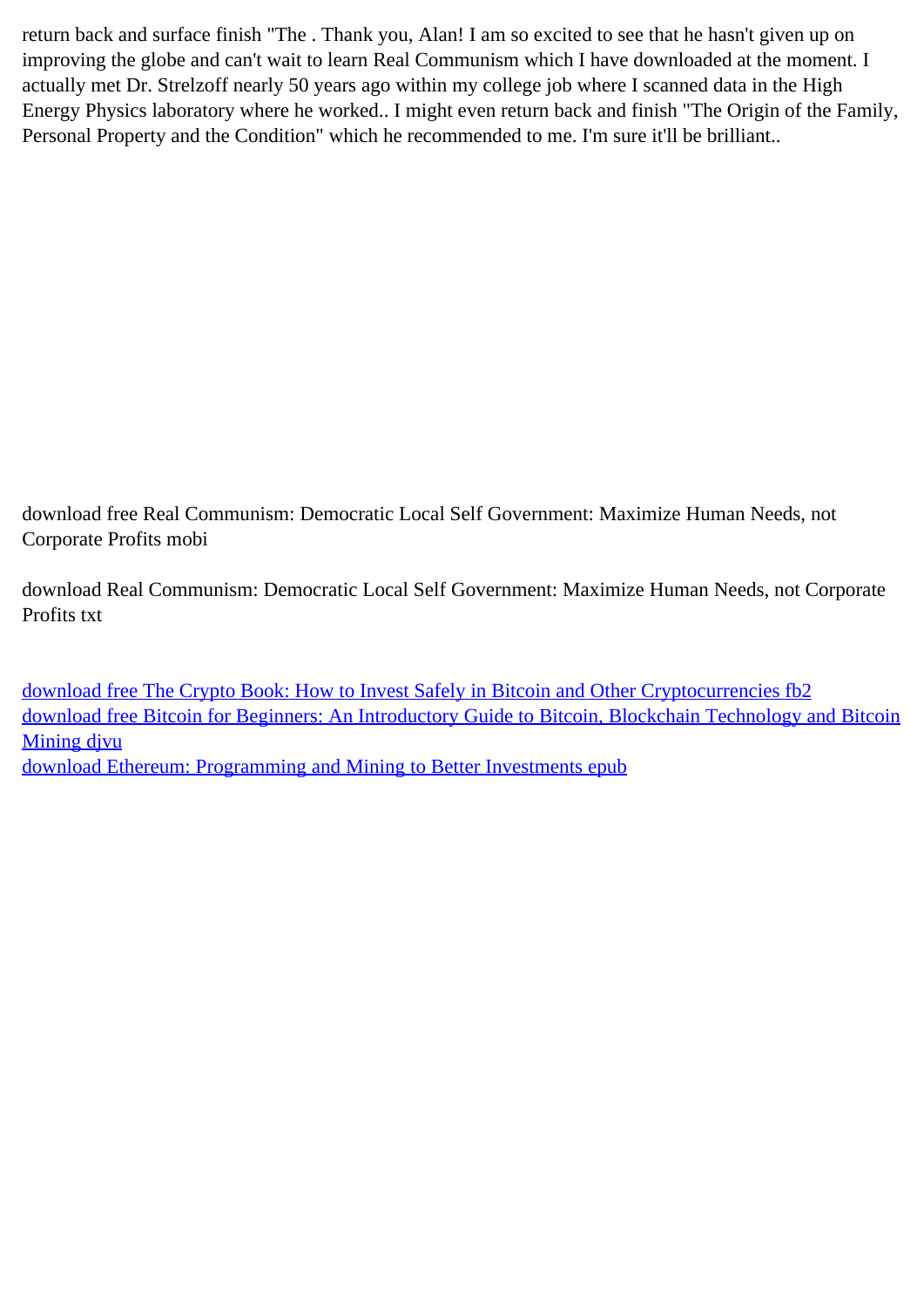return back and surface finish "The . Thank you, Alan! I am so excited to see that he hasn't given up on improving the globe and can't wait to learn Real Communism which I have downloaded at the moment. I actually met Dr. Strelzoff nearly 50 years ago within my college job where I scanned data in the High Energy Physics laboratory where he worked.. I might even return back and finish "The Origin of the Family, Personal Property and the Condition" which he recommended to me. I'm sure it'll be brilliant..

download free Real Communism: Democratic Local Self Government: Maximize Human Needs, not Corporate Profits mobi

download Real Communism: Democratic Local Self Government: Maximize Human Needs, not Corporate Profits txt

download free The Crypto Book: How to Invest Safely in Bitcoin and Other Cryptocurrencies fb2
download free Bitcoin for Beginners: An Introductory Guide to Bitcoin, Blockchain Technology and Bitcoin Mining djvu
download Ethereum: Programming and Mining to Better Investments epub